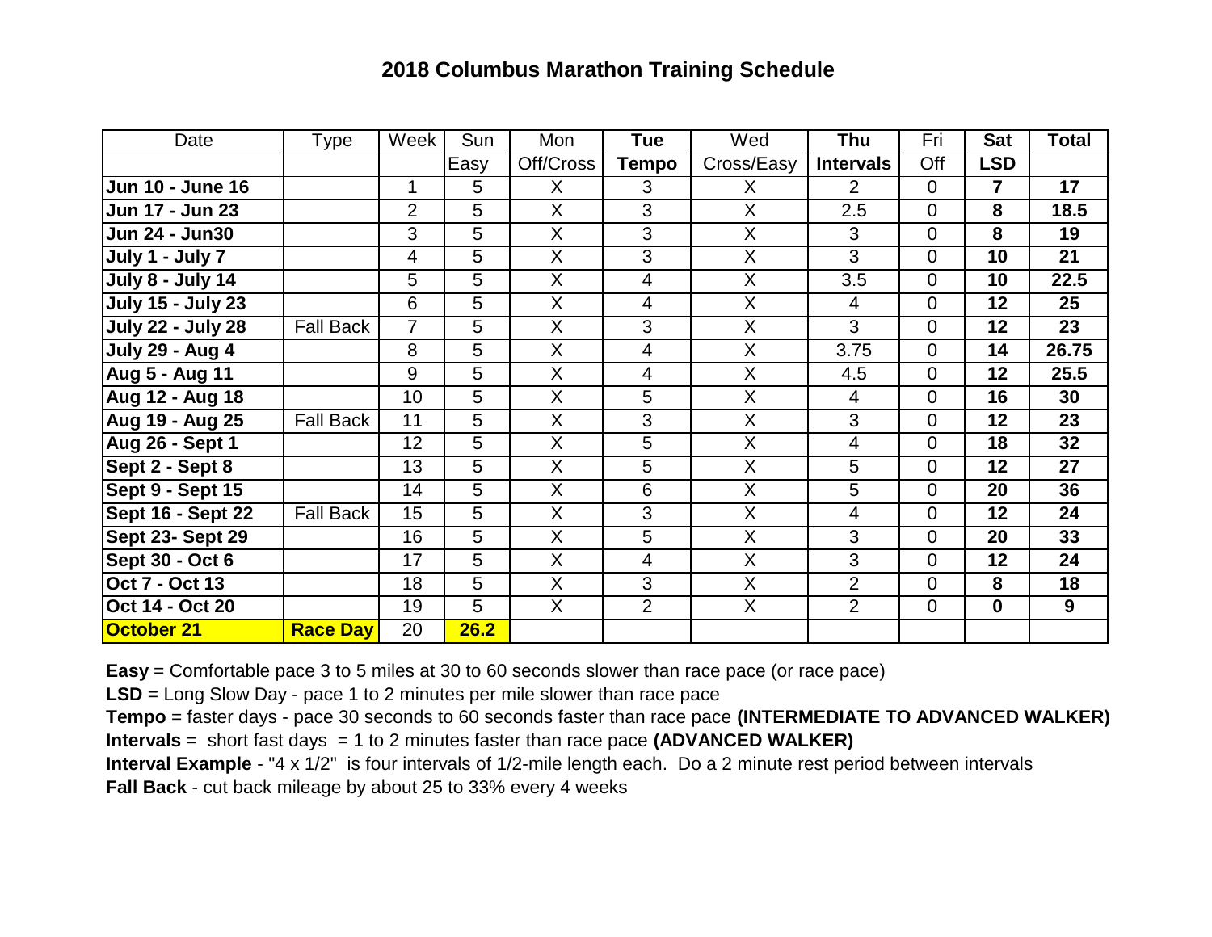# 2018 Columbus Marathon Training Schedule

| Date | Type | Week | Sun | Mon | **Tue** | Wed | **Thu** | Fri | **Sat** | **Total** |
|---|---|---|---|---|---|---|---|---|---|---|
| | | | Easy | Off/Cross | **Tempo** | Cross/Easy | **Intervals** | Off | **LSD** | |
| **Jun 10 - June 16** | | 1 | 5 | X | 3 | X | 2 | 0 | **7** | **17** |
| **Jun 17 - Jun 23** | | 2 | 5 | X | 3 | X | 2.5 | 0 | **8** | **18.5** |
| **Jun 24 - Jun30** | | 3 | 5 | X | 3 | X | 3 | 0 | **8** | **19** |
| **July 1 - July 7** | | 4 | 5 | X | 3 | X | 3 | 0 | **10** | **21** |
| **July 8 - July 14** | | 5 | 5 | X | 4 | X | 3.5 | 0 | **10** | **22.5** |
| **July 15 - July 23** | | 6 | 5 | X | 4 | X | 4 | 0 | **12** | **25** |
| **July 22 - July 28** | Fall Back | 7 | 5 | X | 3 | X | 3 | 0 | **12** | **23** |
| **July 29 - Aug 4** | | 8 | 5 | X | 4 | X | 3.75 | 0 | **14** | **26.75** |
| **Aug 5 - Aug 11** | | 9 | 5 | X | 4 | X | 4.5 | 0 | **12** | **25.5** |
| **Aug 12 - Aug 18** | | 10 | 5 | X | 5 | X | 4 | 0 | **16** | **30** |
| **Aug 19 - Aug 25** | Fall Back | 11 | 5 | X | 3 | X | 3 | 0 | **12** | **23** |
| **Aug 26 - Sept 1** | | 12 | 5 | X | 5 | X | 4 | 0 | **18** | **32** |
| **Sept 2 - Sept 8** | | 13 | 5 | X | 5 | X | 5 | 0 | **12** | **27** |
| **Sept 9 - Sept 15** | | 14 | 5 | X | 6 | X | 5 | 0 | **20** | **36** |
| **Sept 16 - Sept 22** | Fall Back | 15 | 5 | X | 3 | X | 4 | 0 | **12** | **24** |
| **Sept 23- Sept 29** | | 16 | 5 | X | 5 | X | 3 | 0 | **20** | **33** |
| **Sept 30 - Oct 6** | | 17 | 5 | X | 4 | X | 3 | 0 | **12** | **24** |
| **Oct 7 - Oct 13** | | 18 | 5 | X | 3 | X | 2 | 0 | **8** | **18** |
| **Oct 14 - Oct 20** | | 19 | 5 | X | 2 | X | 2 | 0 | **0** | **9** |
| **October 21** | **Race Day** | 20 | **26.2** | | | | | | | |

**Easy** = Comfortable pace 3 to 5 miles at 30 to 60 seconds slower than race pace (or race pace)

**LSD** = Long Slow Day - pace 1 to 2 minutes per mile slower than race pace

**Tempo** = faster days - pace 30 seconds to 60 seconds faster than race pace **(INTERMEDIATE TO ADVANCED WALKER)**

**Intervals** = short fast days = 1 to 2 minutes faster than race pace **(ADVANCED WALKER)**

**Interval Example** - "4 x 1/2" is four intervals of 1/2-mile length each. Do a 2 minute rest period between intervals

**Fall Back** - cut back mileage by about 25 to 33% every 4 weeks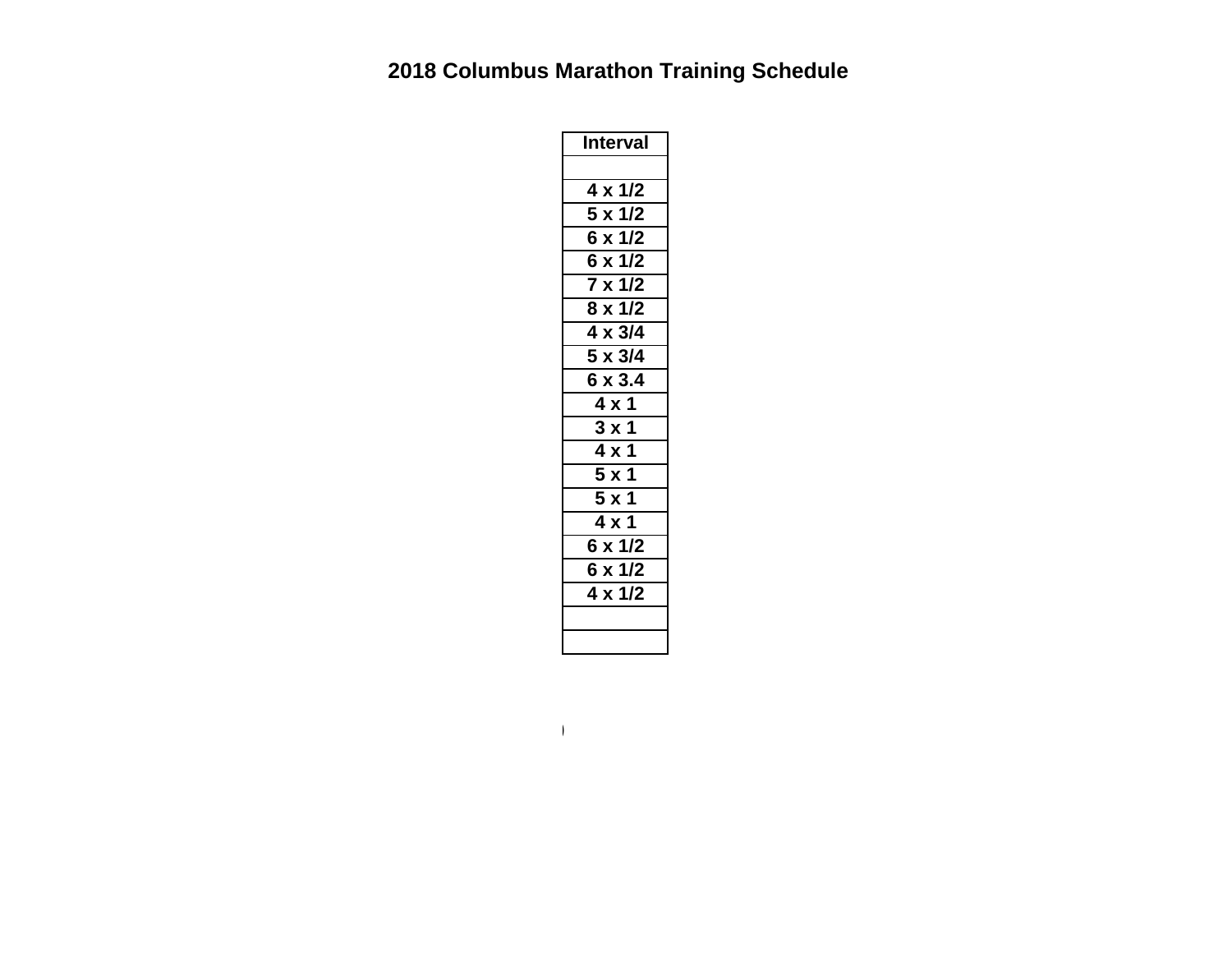## 2018 Columbus Marathon Training Schedule

| Interval |
|---|
| |
| 4 x 1/2 |
| 5 x 1/2 |
| 6 x 1/2 |
| 6 x 1/2 |
| 7 x 1/2 |
| 8 x 1/2 |
| 4 x 3/4 |
| 5 x 3/4 |
| 6 x 3.4 |
| 4 x 1 |
| 3 x 1 |
| 4 x 1 |
| 5 x 1 |
| 5 x 1 |
| 4 x 1 |
| 6 x 1/2 |
| 6 x 1/2 |
| 4 x 1/2 |
| |
| |